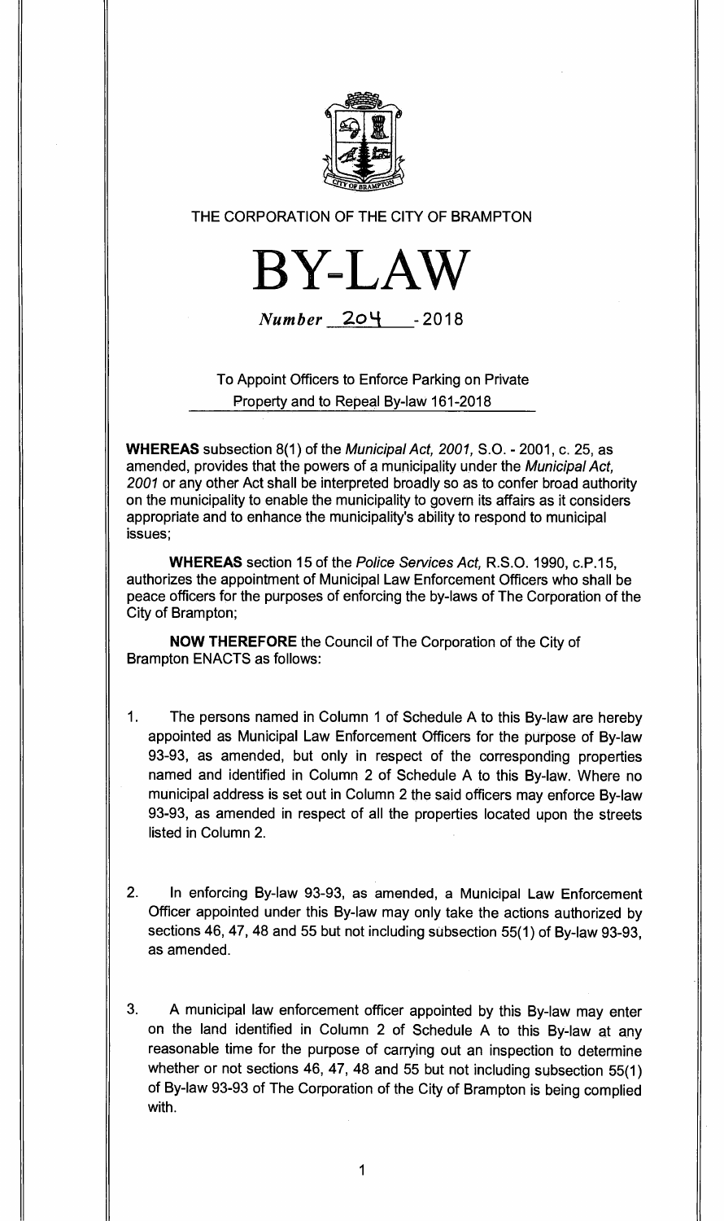THE CORPORATION OF THE CITY OF BRAMPTON

# BY-LAW

*Number* 204 - 2018

To Appoint Officers to Enforce Parking on Private Property and to Repeal By-law 161-2018

**WHEREAS** subsection 8(1) of the *Municipal Act, 2001,* S.O. - 2001, c. 25, as amended, provides that the powers of a municipality under the *Municipal Act, 2001* or any other Act shall be interpreted broadly so as to confer broad authority on the municipality to enable the municipality to govern its affairs as it considers appropriate and to enhance the municipality's ability to respond to municipal issues;

**WHEREAS** section 15 of the *Police Services Act,* R.S.O. 1990, c.P.15, authorizes the appointment of Municipal Law Enforcement Officers who shall be peace officers for the purposes of enforcing the by-laws of The Corporation of the City of Brampton;

**NOW THEREFORE** the Council of The Corporation of the City of Brampton ENACTS as follows:

1. The persons named in Column 1 of Schedule A to this By-law are hereby appointed as Municipal Law Enforcement Officers for the purpose of By-law 93-93, as amended, but only in respect of the corresponding properties named and identified in Column 2 of Schedule A to this By-law. Where no municipal address is set out in Column 2 the said officers may enforce By-law 93-93, as amended in respect of all the properties located upon the streets listed in Column 2.

2. In enforcing By-law 93-93, as amended, a Municipal Law Enforcement Officer appointed under this By-law may only take the actions authorized by sections 46, 47, 48 and 55 but not including subsection 55(1) of By-law 93-93, as amended.

3. A municipal law enforcement officer appointed by this By-law may enter on the land identified in Column 2 of Schedule A to this By-law at any reasonable time for the purpose of carrying out an inspection to determine whether or not sections 46, 47, 48 and 55 but not including subsection 55(1) of By-law 93-93 of The Corporation of the City of Brampton is being complied with.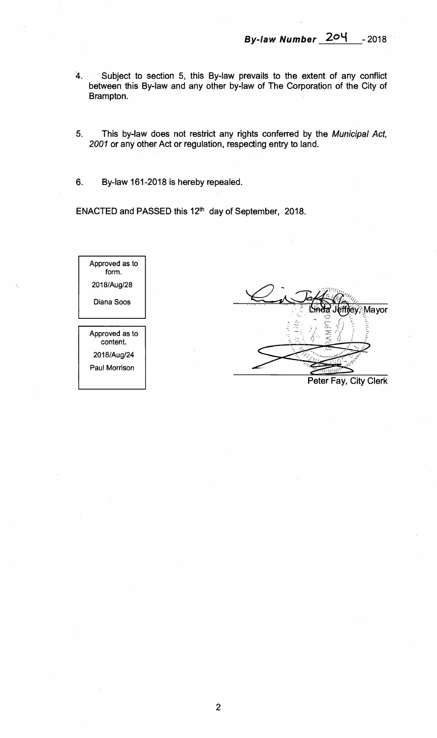**By-law Number 204 - 2018**

4. Subject to section 5, this By-law prevails to the extent of any conflict between this By-law and any other by-law of The Corporation of the City of Brampton.

5. This by-law does not restrict any rights conferred by the *Municipal Act, 2001* or any other Act or regulation, respecting entry to land.

6. By-law 161-2018 is hereby repealed.

ENACTED and PASSED this 12th day of September, 2018.

| Approved as to form. |
|---|
| 2018/Aug/28 |
| Diana Soos |

| Approved as to content. |
|---|
| 2018/Aug/24 |
| Paul Morrison |

Linda Jeffrey, Mayor

Peter Fay, City Clerk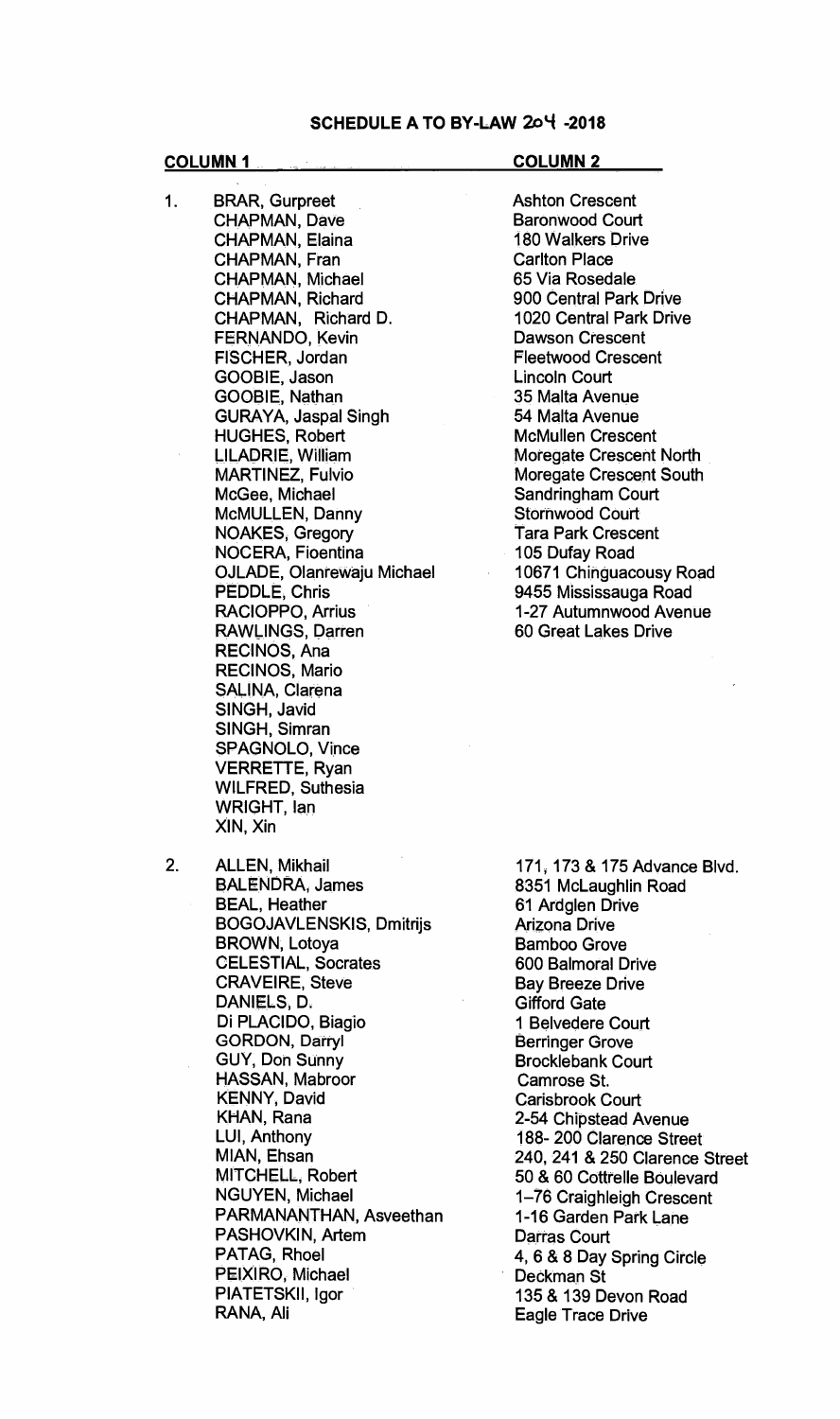## SCHEDULE A TO BY-LAW 204 -2018

| | COLUMN 1 | COLUMN 2 |
|---|---|---|
| 1. | BRAR, Gurpreet | Ashton Crescent |
| | CHAPMAN, Dave | Baronwood Court |
| | CHAPMAN, Elaina | 180 Walkers Drive |
| | CHAPMAN, Fran | Carlton Place |
| | CHAPMAN, Michael | 65 Via Rosedale |
| | CHAPMAN, Richard | 900 Central Park Drive |
| | CHAPMAN, Richard D. | 1020 Central Park Drive |
| | FERNANDO, Kevin | Dawson Crescent |
| | FISCHER, Jordan | Fleetwood Crescent |
| | GOOBIE, Jason | Lincoln Court |
| | GOOBIE, Nathan | 35 Malta Avenue |
| | GURAYA, Jaspal Singh | 54 Malta Avenue |
| | HUGHES, Robert | McMullen Crescent |
| | LILADRIE, William | Moregate Crescent North |
| | MARTINEZ, Fulvio | Moregate Crescent South |
| | McGee, Michael | Sandringham Court |
| | McMULLEN, Danny | Stornwood Court |
| | NOAKES, Gregory | Tara Park Crescent |
| | NOCERA, Fioentina | 105 Dufay Road |
| | OJLADE, Olanrewaju Michael | 10671 Chinguacousy Road |
| | PEDDLE, Chris | 9455 Mississauga Road |
| | RACIOPPO, Arrius | 1-27 Autumnwood Avenue |
| | RAWLINGS, Darren | 60 Great Lakes Drive |
| | RECINOS, Ana | |
| | RECINOS, Mario | |
| | SALINA, Clarena | |
| | SINGH, Javid | |
| | SINGH, Simran | |
| | SPAGNOLO, Vince | |
| | VERRETTE, Ryan | |
| | WILFRED, Suthesia | |
| | WRIGHT, Ian | |
| | XIN, Xin | |
| 2. | ALLEN, Mikhail | 171, 173 & 175 Advance Blvd. |
| | BALENDRA, James | 8351 McLaughlin Road |
| | BEAL, Heather | 61 Ardglen Drive |
| | BOGOJAVLENSKIS, Dmitrijs | Arizona Drive |
| | BROWN, Lotoya | Bamboo Grove |
| | CELESTIAL, Socrates | 600 Balmoral Drive |
| | CRAVEIRE, Steve | Bay Breeze Drive |
| | DANIELS, D. | Gifford Gate |
| | Di PLACIDO, Biagio | 1 Belvedere Court |
| | GORDON, Darryl | Berringer Grove |
| | GUY, Don Sunny | Brocklebank Court |
| | HASSAN, Mabroor | Camrose St. |
| | KENNY, David | Carisbrook Court |
| | KHAN, Rana | 2-54 Chipstead Avenue |
| | LUI, Anthony | 188- 200 Clarence Street |
| | MIAN, Ehsan | 240, 241 & 250 Clarence Street |
| | MITCHELL, Robert | 50 & 60 Cottrelle Boulevard |
| | NGUYEN, Michael | 1–76 Craighleigh Crescent |
| | PARMANANTHAN, Asveethan | 1-16 Garden Park Lane |
| | PASHOVKIN, Artem | Darras Court |
| | PATAG, Rhoel | 4, 6 & 8 Day Spring Circle |
| | PEIXIRO, Michael | Deckman St |
| | PIATETSKII, Igor | 135 & 139 Devon Road |
| | RANA, Ali | Eagle Trace Drive |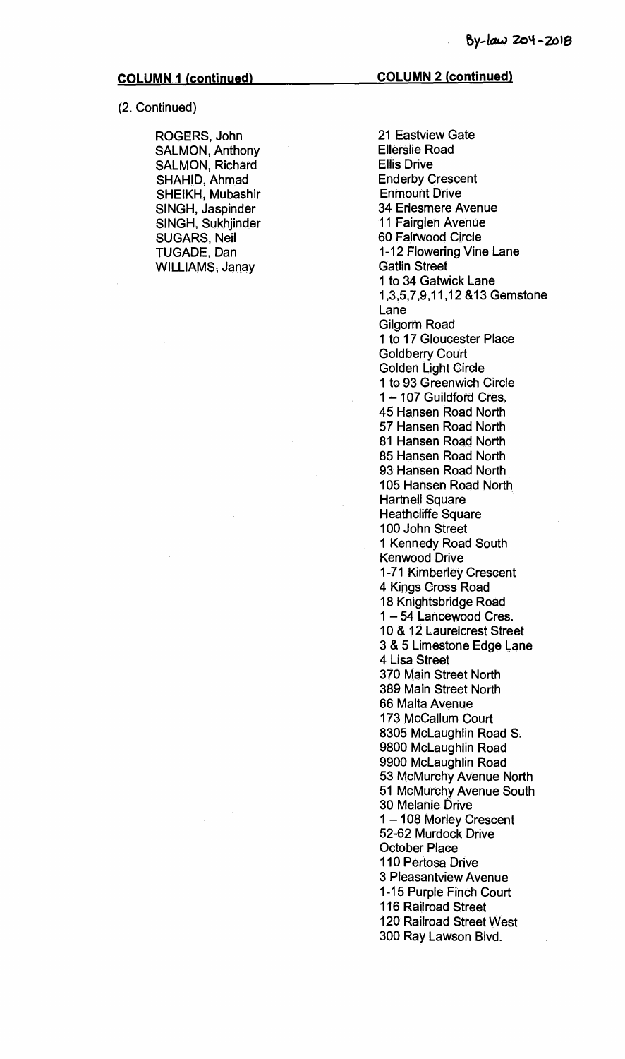**COLUMN 1 (continued)**

(2. Continued)

ROGERS, John
SALMON, Anthony
SALMON, Richard
SHAHID, Ahmad
SHEIKH, Mubashir
SINGH, Jaspinder
SINGH, Sukhjinder
SUGARS, Neil
TUGADE, Dan
WILLIAMS, Janay

**COLUMN 2 (continued)**

21 Eastview Gate
Ellerslie Road
Ellis Drive
Enderby Crescent
Enmount Drive
34 Erlesmere Avenue
11 Fairglen Avenue
60 Fairwood Circle
1-12 Flowering Vine Lane
Gatlin Street
1 to 34 Gatwick Lane
1,3,5,7,9,11,12 &13 Gemstone Lane
Gilgorm Road
1 to 17 Gloucester Place
Goldberry Court
Golden Light Circle
1 to 93 Greenwich Circle
1 – 107 Guildford Cres.
45 Hansen Road North
57 Hansen Road North
81 Hansen Road North
85 Hansen Road North
93 Hansen Road North
105 Hansen Road North
Hartnell Square
Heathcliffe Square
100 John Street
1 Kennedy Road South
Kenwood Drive
1-71 Kimberley Crescent
4 Kings Cross Road
18 Knightsbridge Road
1 – 54 Lancewood Cres.
10 & 12 Laurelcrest Street
3 & 5 Limestone Edge Lane
4 Lisa Street
370 Main Street North
389 Main Street North
66 Malta Avenue
173 McCallum Court
8305 McLaughlin Road S.
9800 McLaughlin Road
9900 McLaughlin Road
53 McMurchy Avenue North
51 McMurchy Avenue South
30 Melanie Drive
1 – 108 Morley Crescent
52-62 Murdock Drive
October Place
110 Pertosa Drive
3 Pleasantview Avenue
1-15 Purple Finch Court
116 Railroad Street
120 Railroad Street West
300 Ray Lawson Blvd.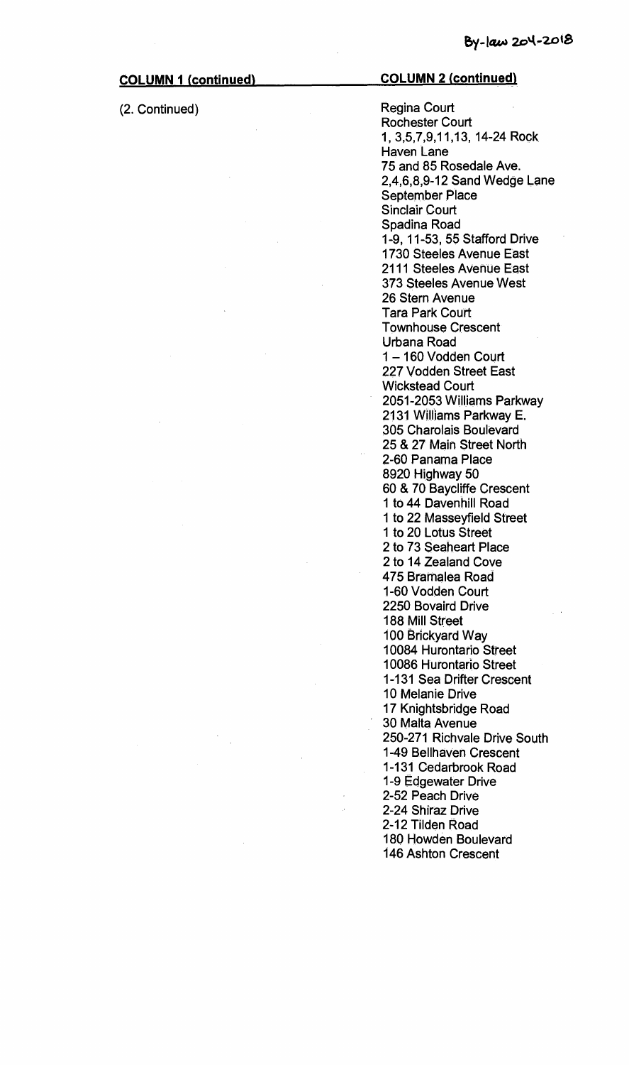By-law 204-2018

| COLUMN 1 (continued) | COLUMN 2 (continued) |
|---|---|
| (2. Continued) | Regina Court<br>Rochester Court<br>1, 3,5,7,9,11,13, 14-24 Rock Haven Lane<br>75 and 85 Rosedale Ave.<br>2,4,6,8,9-12 Sand Wedge Lane<br>September Place<br>Sinclair Court<br>Spadina Road<br>1-9, 11-53, 55 Stafford Drive<br>1730 Steeles Avenue East<br>2111 Steeles Avenue East<br>373 Steeles Avenue West<br>26 Stern Avenue<br>Tara Park Court<br>Townhouse Crescent<br>Urbana Road<br>1 – 160 Vodden Court<br>227 Vodden Street East<br>Wickstead Court<br>2051-2053 Williams Parkway<br>2131 Williams Parkway E.<br>305 Charolais Boulevard<br>25 & 27 Main Street North<br>2-60 Panama Place<br>8920 Highway 50<br>60 & 70 Baycliffe Crescent<br>1 to 44 Davenhill Road<br>1 to 22 Masseyfield Street<br>1 to 20 Lotus Street<br>2 to 73 Seaheart Place<br>2 to 14 Zealand Cove<br>475 Bramalea Road<br>1-60 Vodden Court<br>2250 Bovaird Drive<br>188 Mill Street<br>100 Brickyard Way<br>10084 Hurontario Street<br>10086 Hurontario Street<br>1-131 Sea Drifter Crescent<br>10 Melanie Drive<br>17 Knightsbridge Road<br>30 Malta Avenue<br>250-271 Richvale Drive South<br>1-49 Bellhaven Crescent<br>1-131 Cedarbrook Road<br>1-9 Edgewater Drive<br>2-52 Peach Drive<br>2-24 Shiraz Drive<br>2-12 Tilden Road<br>180 Howden Boulevard<br>146 Ashton Crescent |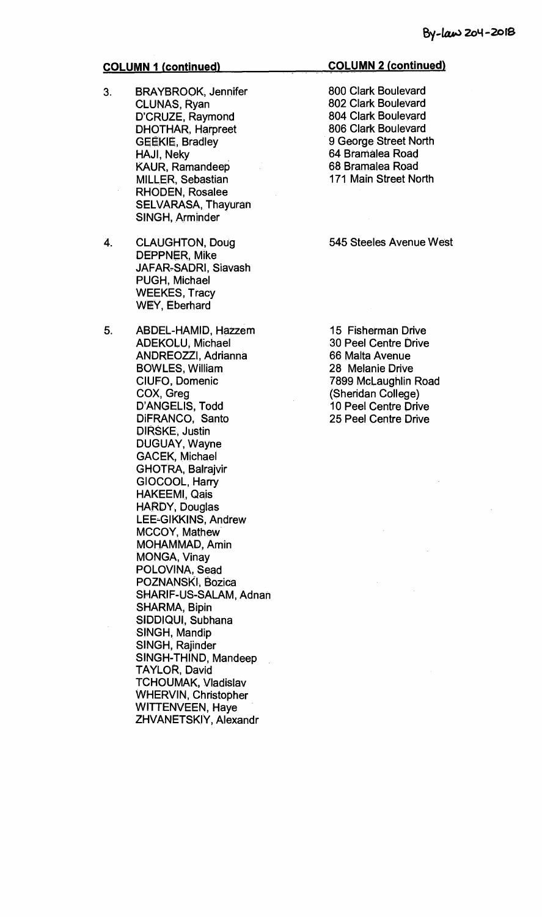By-law 204-2018

| COLUMN 1 (continued) | | COLUMN 2 (continued) |
|---|---|---|
| 3. | BRAYBROOK, Jennifer<br>CLUNAS, Ryan<br>D'CRUZE, Raymond<br>DHOTHAR, Harpreet<br>GEEKIE, Bradley<br>HAJI, Neky<br>KAUR, Ramandeep<br>MILLER, Sebastian<br>RHODEN, Rosalee<br>SELVARASA, Thayuran<br>SINGH, Arminder | 800 Clark Boulevard<br>802 Clark Boulevard<br>804 Clark Boulevard<br>806 Clark Boulevard<br>9 George Street North<br>64 Bramalea Road<br>68 Bramalea Road<br>171 Main Street North |
| 4. | CLAUGHTON, Doug<br>DEPPNER, Mike<br>JAFAR-SADRI, Siavash<br>PUGH, Michael<br>WEEKES, Tracy<br>WEY, Eberhard | 545 Steeles Avenue West |
| 5. | ABDEL-HAMID, Hazzem<br>ADEKOLU, Michael<br>ANDREOZZI, Adrianna<br>BOWLES, William<br>CIUFO, Domenic<br>COX, Greg<br>D'ANGELIS, Todd<br>DiFRANCO, Santo<br>DIRSKE, Justin<br>DUGUAY, Wayne<br>GACEK, Michael<br>GHOTRA, Balrajvir<br>GIOCOOL, Harry<br>HAKEEMI, Qais<br>HARDY, Douglas<br>LEE-GIKKINS, Andrew<br>MCCOY, Mathew<br>MOHAMMAD, Amin<br>MONGA, Vinay<br>POLOVINA, Sead<br>POZNANSKI, Bozica<br>SHARIF-US-SALAM, Adnan<br>SHARMA, Bipin<br>SIDDIQUI, Subhana<br>SINGH, Mandip<br>SINGH, Rajinder<br>SINGH-THIND, Mandeep<br>TAYLOR, David<br>TCHOUMAK, Vladislav<br>WHERVIN, Christopher<br>WITTENVEEN, Haye<br>ZHVANETSKIY, Alexandr | 15 Fisherman Drive<br>30 Peel Centre Drive<br>66 Malta Avenue<br>28 Melanie Drive<br>7899 McLaughlin Road<br>(Sheridan College)<br>10 Peel Centre Drive<br>25 Peel Centre Drive |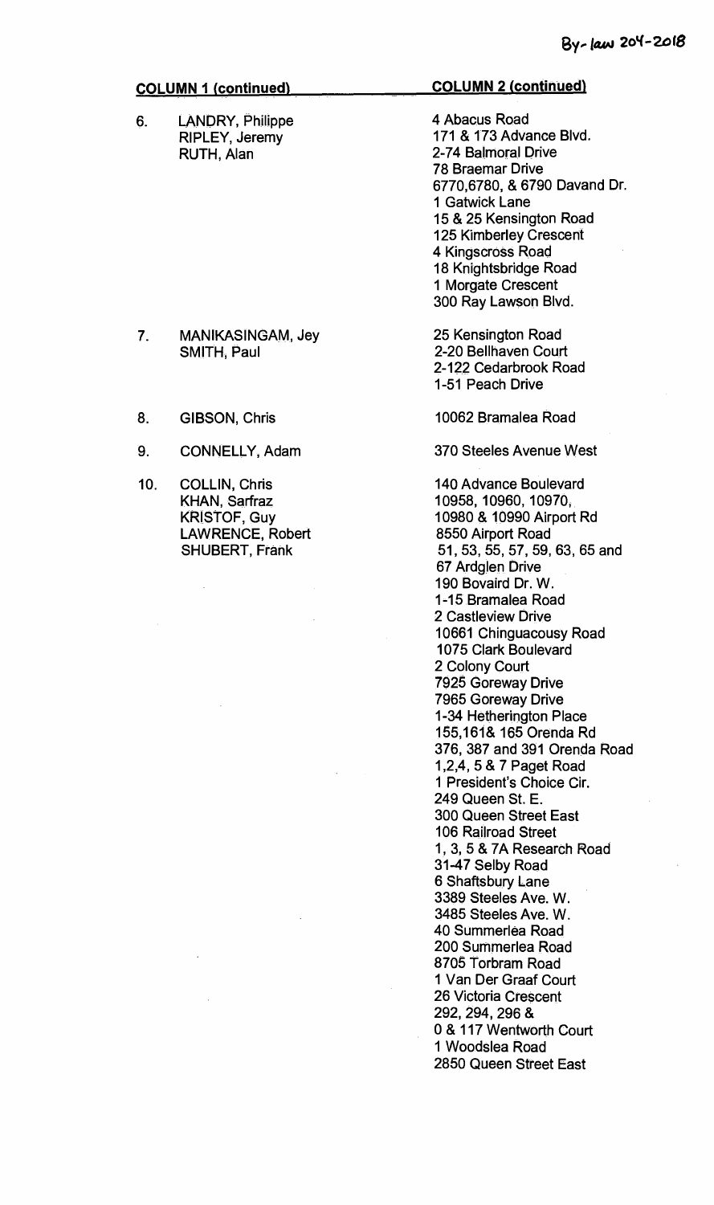By-law 204-2018

| COLUMN 1 (continued) | | COLUMN 2 (continued) |
|---|---|---|
| 6. | LANDRY, Philippe<br>RIPLEY, Jeremy<br>RUTH, Alan | 4 Abacus Road<br>171 & 173 Advance Blvd.<br>2-74 Balmoral Drive<br>78 Braemar Drive<br>6770,6780, & 6790 Davand Dr.<br>1 Gatwick Lane<br>15 & 25 Kensington Road<br>125 Kimberley Crescent<br>4 Kingscross Road<br>18 Knightsbridge Road<br>1 Morgate Crescent<br>300 Ray Lawson Blvd. |
| 7. | MANIKASINGAM, Jey<br>SMITH, Paul | 25 Kensington Road<br>2-20 Bellhaven Court<br>2-122 Cedarbrook Road<br>1-51 Peach Drive |
| 8. | GIBSON, Chris | 10062 Bramalea Road |
| 9. | CONNELLY, Adam | 370 Steeles Avenue West |
| 10. | COLLIN, Chris<br>KHAN, Sarfraz<br>KRISTOF, Guy<br>LAWRENCE, Robert<br>SHUBERT, Frank | 140 Advance Boulevard<br>10958, 10960, 10970,<br>10980 & 10990 Airport Rd<br>8550 Airport Road<br>51, 53, 55, 57, 59, 63, 65 and<br>67 Ardglen Drive<br>190 Bovaird Dr. W.<br>1-15 Bramalea Road<br>2 Castleview Drive<br>10661 Chinguacousy Road<br>1075 Clark Boulevard<br>2 Colony Court<br>7925 Goreway Drive<br>7965 Goreway Drive<br>1-34 Hetherington Place<br>155,161& 165 Orenda Rd<br>376, 387 and 391 Orenda Road<br>1,2,4, 5 & 7 Paget Road<br>1 President's Choice Cir.<br>249 Queen St. E.<br>300 Queen Street East<br>106 Railroad Street<br>1, 3, 5 & 7A Research Road<br>31-47 Selby Road<br>6 Shaftsbury Lane<br>3389 Steeles Ave. W.<br>3485 Steeles Ave. W.<br>40 Summerlea Road<br>200 Summerlea Road<br>8705 Torbram Road<br>1 Van Der Graaf Court<br>26 Victoria Crescent<br>292, 294, 296 &<br>0 & 117 Wentworth Court<br>1 Woodslea Road<br>2850 Queen Street East |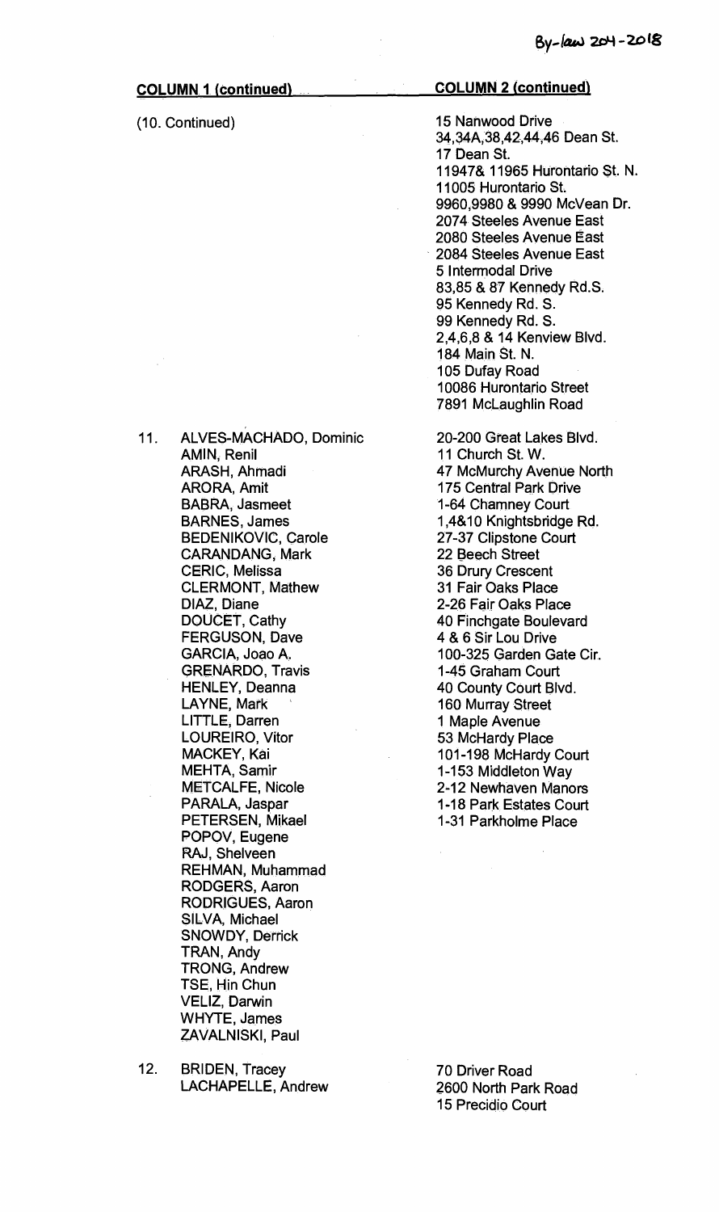By-law 204-2018

| COLUMN 1 (continued) | COLUMN 2 (continued) |
| --- | --- |
| (10. Continued) | 15 Nanwood Drive<br>34,34A,38,42,44,46 Dean St.<br>17 Dean St.<br>11947& 11965 Hurontario St. N.<br>11005 Hurontario St.<br>9960,9980 & 9990 McVean Dr.<br>2074 Steeles Avenue East<br>2080 Steeles Avenue East<br>2084 Steeles Avenue East<br>5 Intermodal Drive<br>83,85 & 87 Kennedy Rd.S.<br>95 Kennedy Rd. S.<br>99 Kennedy Rd. S.<br>2,4,6,8 & 14 Kenview Blvd.<br>184 Main St. N.<br>105 Dufay Road<br>10086 Hurontario Street<br>7891 McLaughlin Road |
| 11. ALVES-MACHADO, Dominic<br>AMIN, Renil<br>ARASH, Ahmadi<br>ARORA, Amit<br>BABRA, Jasmeet<br>BARNES, James<br>BEDENIKOVIC, Carole<br>CARANDANG, Mark<br>CERIC, Melissa<br>CLERMONT, Mathew<br>DIAZ, Diane<br>DOUCET, Cathy<br>FERGUSON, Dave<br>GARCIA, Joao A.<br>GRENARDO, Travis<br>HENLEY, Deanna<br>LAYNE, Mark<br>LITTLE, Darren<br>LOUREIRO, Vitor<br>MACKEY, Kai<br>MEHTA, Samir<br>METCALFE, Nicole<br>PARALA, Jaspar<br>PETERSEN, Mikael<br>POPOV, Eugene<br>RAJ, Shelveen<br>REHMAN, Muhammad<br>RODGERS, Aaron<br>RODRIGUES, Aaron<br>SILVA, Michael<br>SNOWDY, Derrick<br>TRAN, Andy<br>TRONG, Andrew<br>TSE, Hin Chun<br>VELIZ, Darwin<br>WHYTE, James<br>ZAVALNISKI, Paul | 20-200 Great Lakes Blvd.<br>11 Church St. W.<br>47 McMurchy Avenue North<br>175 Central Park Drive<br>1-64 Chamney Court<br>1,4&10 Knightsbridge Rd.<br>27-37 Clipstone Court<br>22 Beech Street<br>36 Drury Crescent<br>31 Fair Oaks Place<br>2-26 Fair Oaks Place<br>40 Finchgate Boulevard<br>4 & 6 Sir Lou Drive<br>100-325 Garden Gate Cir.<br>1-45 Graham Court<br>40 County Court Blvd.<br>160 Murray Street<br>1 Maple Avenue<br>53 McHardy Place<br>101-198 McHardy Court<br>1-153 Middleton Way<br>2-12 Newhaven Manors<br>1-18 Park Estates Court<br>1-31 Parkholme Place |
| 12. BRIDEN, Tracey<br>LACHAPELLE, Andrew | 70 Driver Road<br>2600 North Park Road<br>15 Precidio Court |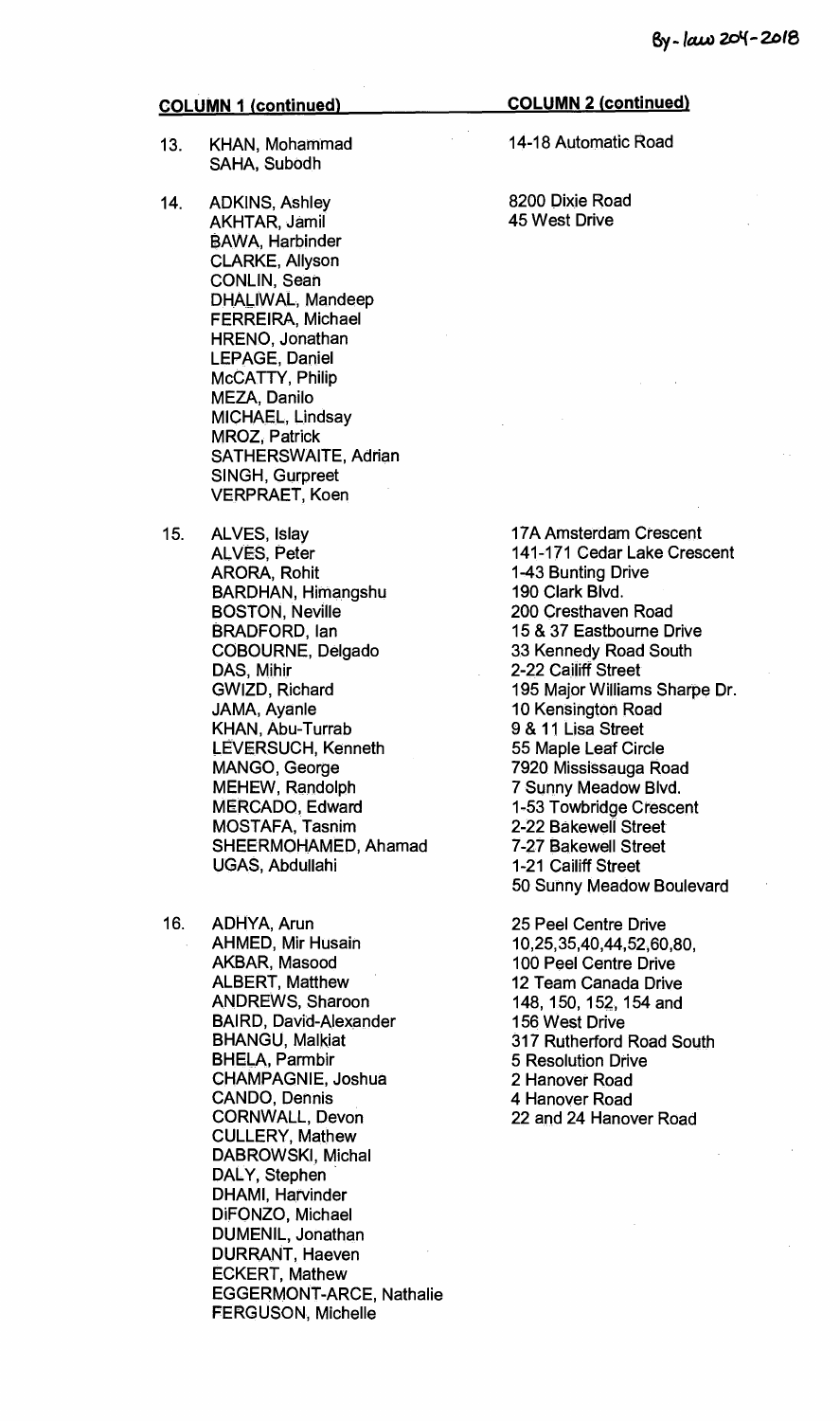By-law 204-2018

| COLUMN 1 (continued) | | COLUMN 2 (continued) |
|---|---|---|
| 13. | KHAN, Mohammad<br>SAHA, Subodh | 14-18 Automatic Road |
| 14. | ADKINS, Ashley<br>AKHTAR, Jamil<br>BAWA, Harbinder<br>CLARKE, Allyson<br>CONLIN, Sean<br>DHALIWAL, Mandeep<br>FERREIRA, Michael<br>HRENO, Jonathan<br>LEPAGE, Daniel<br>McCATTY, Philip<br>MEZA, Danilo<br>MICHAEL, Lindsay<br>MROZ, Patrick<br>SATHERSWAITE, Adrian<br>SINGH, Gurpreet<br>VERPRAET, Koen | 8200 Dixie Road<br>45 West Drive |
| 15. | ALVES, Islay<br>ALVES, Peter<br>ARORA, Rohit<br>BARDHAN, Himangshu<br>BOSTON, Neville<br>BRADFORD, Ian<br>COBOURNE, Delgado<br>DAS, Mihir<br>GWIZD, Richard<br>JAMA, Ayanle<br>KHAN, Abu-Turrab<br>LEVERSUCH, Kenneth<br>MANGO, George<br>MEHEW, Randolph<br>MERCADO, Edward<br>MOSTAFA, Tasnim<br>SHEERMOHAMED, Ahamad<br>UGAS, Abdullahi | 17A Amsterdam Crescent<br>141-171 Cedar Lake Crescent<br>1-43 Bunting Drive<br>190 Clark Blvd.<br>200 Cresthaven Road<br>15 & 37 Eastbourne Drive<br>33 Kennedy Road South<br>2-22 Cailiff Street<br>195 Major Williams Sharpe Dr.<br>10 Kensington Road<br>9 & 11 Lisa Street<br>55 Maple Leaf Circle<br>7920 Mississauga Road<br>7 Sunny Meadow Blvd.<br>1-53 Towbridge Crescent<br>2-22 Bakewell Street<br>7-27 Bakewell Street<br>1-21 Cailiff Street<br>50 Sunny Meadow Boulevard |
| 16. | ADHYA, Arun<br>AHMED, Mir Husain<br>AKBAR, Masood<br>ALBERT, Matthew<br>ANDREWS, Sharoon<br>BAIRD, David-Alexander<br>BHANGU, Malkiat<br>BHELA, Parmbir<br>CHAMPAGNIE, Joshua<br>CANDO, Dennis<br>CORNWALL, Devon<br>CULLERY, Mathew<br>DABROWSKI, Michal<br>DALY, Stephen<br>DHAMI, Harvinder<br>DiFONZO, Michael<br>DUMENIL, Jonathan<br>DURRANT, Haeven<br>ECKERT, Mathew<br>EGGERMONT-ARCE, Nathalie<br>FERGUSON, Michelle | 25 Peel Centre Drive<br>10,25,35,40,44,52,60,80,<br>100 Peel Centre Drive<br>12 Team Canada Drive<br>148, 150, 152, 154 and<br>156 West Drive<br>317 Rutherford Road South<br>5 Resolution Drive<br>2 Hanover Road<br>4 Hanover Road<br>22 and 24 Hanover Road |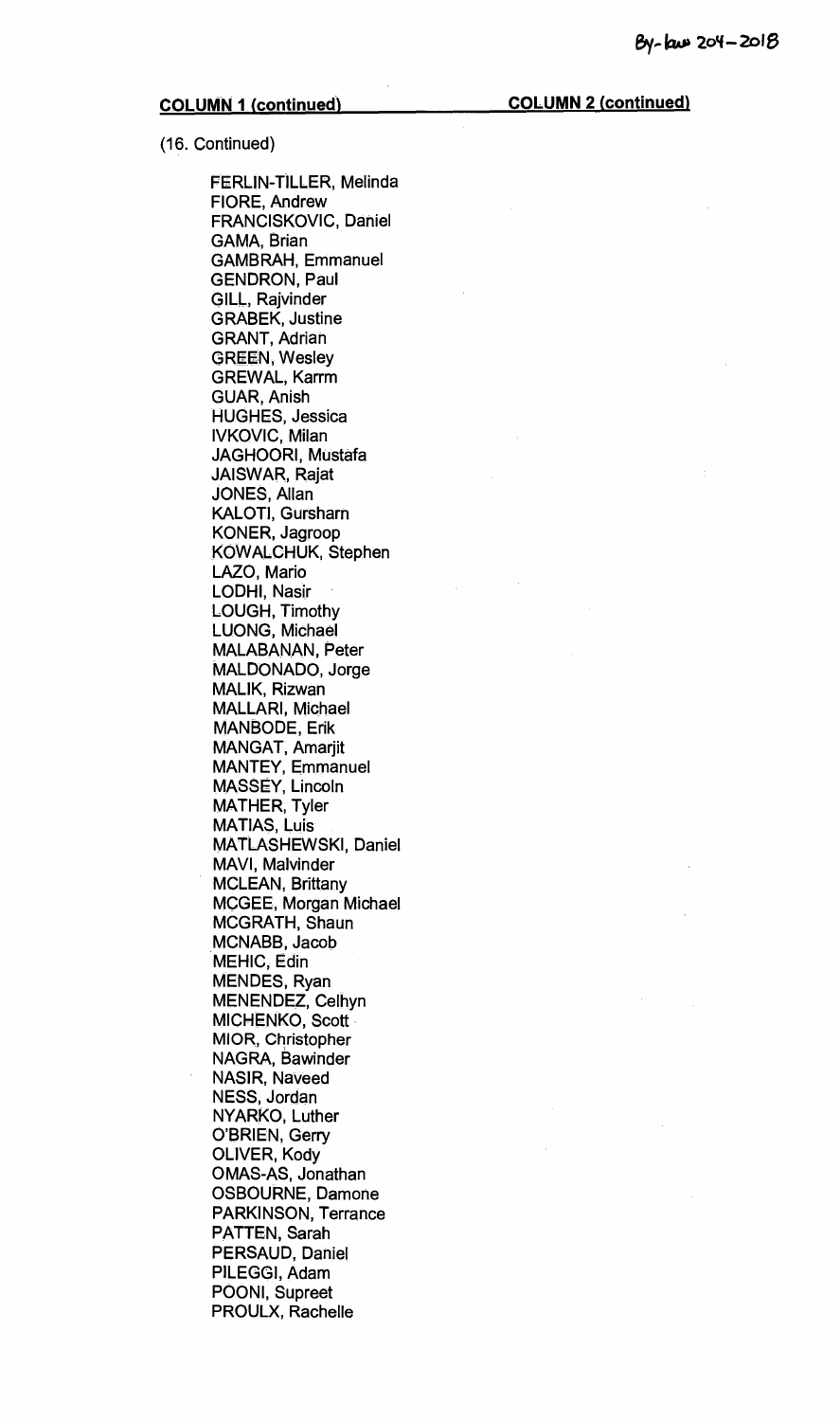By-law 204-2018

**COLUMN 1 (continued)** **COLUMN 2 (continued)**

(16. Continued)

FERLIN-TILLER, Melinda
FIORE, Andrew
FRANCISKOVIC, Daniel
GAMA, Brian
GAMBRAH, Emmanuel
GENDRON, Paul
GILL, Rajvinder
GRABEK, Justine
GRANT, Adrian
GREEN, Wesley
GREWAL, Karrm
GUAR, Anish
HUGHES, Jessica
IVKOVIC, Milan
JAGHOORI, Mustafa
JAISWAR, Rajat
JONES, Allan
KALOTI, Gursharn
KONER, Jagroop
KOWALCHUK, Stephen
LAZO, Mario
LODHI, Nasir
LOUGH, Timothy
LUONG, Michael
MALABANAN, Peter
MALDONADO, Jorge
MALIK, Rizwan
MALLARI, Michael
MANBODE, Erik
MANGAT, Amarjit
MANTEY, Emmanuel
MASSEY, Lincoln
MATHER, Tyler
MATIAS, Luis
MATLASHEWSKI, Daniel
MAVI, Malvinder
MCLEAN, Brittany
MCGEE, Morgan Michael
MCGRATH, Shaun
MCNABB, Jacob
MEHIC, Edin
MENDES, Ryan
MENENDEZ, Celhyn
MICHENKO, Scott
MIOR, Christopher
NAGRA, Bawinder
NASIR, Naveed
NESS, Jordan
NYARKO, Luther
O'BRIEN, Gerry
OLIVER, Kody
OMAS-AS, Jonathan
OSBOURNE, Damone
PARKINSON, Terrance
PATTEN, Sarah
PERSAUD, Daniel
PILEGGI, Adam
POONI, Supreet
PROULX, Rachelle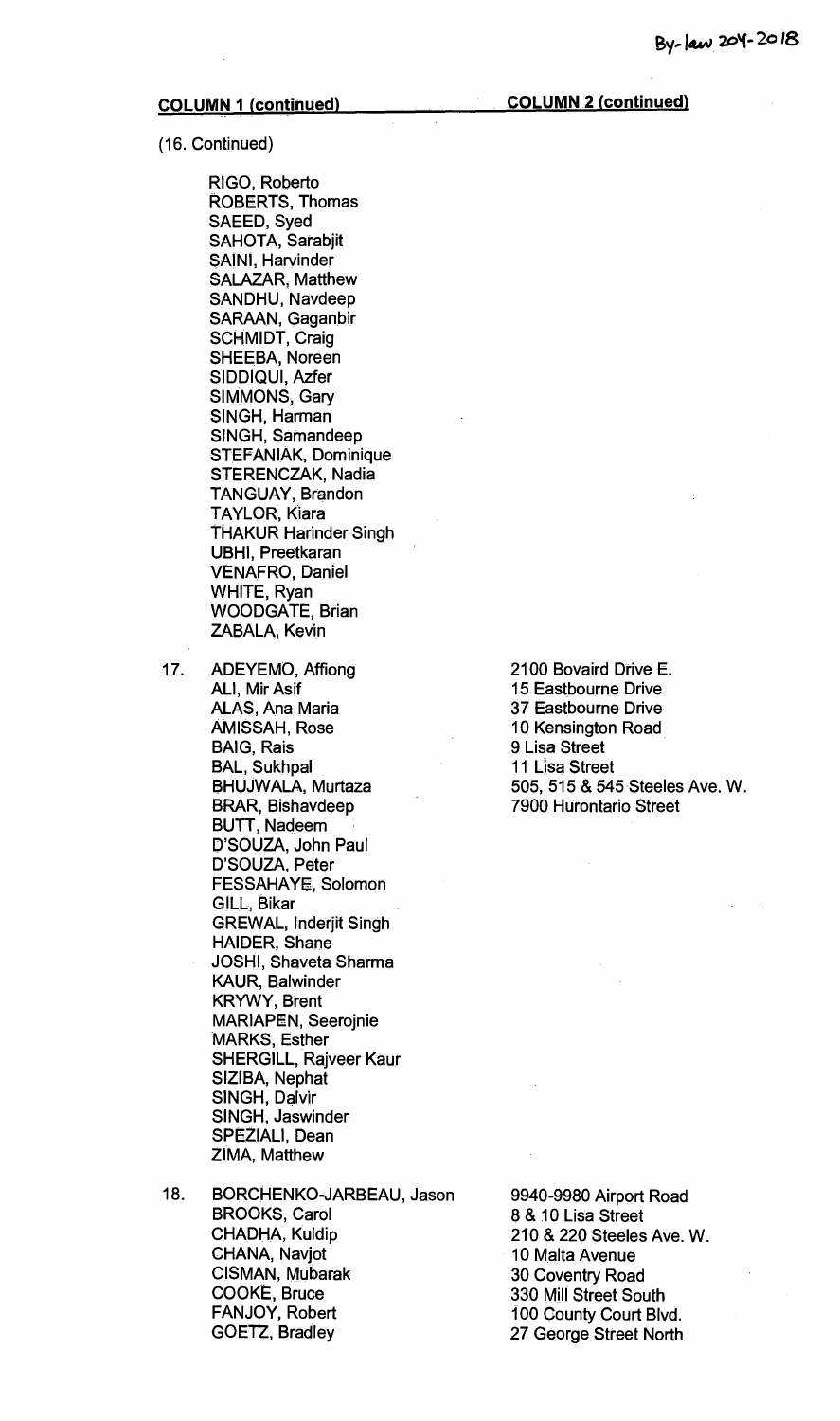By-law 204-2018

| COLUMN 1 (continued) | COLUMN 2 (continued) |
| --- | --- |
| (16. Continued) | |
| RIGO, Roberto | |
| ROBERTS, Thomas | |
| SAEED, Syed | |
| SAHOTA, Sarabjit | |
| SAINI, Harvinder | |
| SALAZAR, Matthew | |
| SANDHU, Navdeep | |
| SARAAN, Gaganbir | |
| SCHMIDT, Craig | |
| SHEEBA, Noreen | |
| SIDDIQUI, Azfer | |
| SIMMONS, Gary | |
| SINGH, Harman | |
| SINGH, Samandeep | |
| STEFANIAK, Dominique | |
| STERENCZAK, Nadia | |
| TANGUAY, Brandon | |
| TAYLOR, Kiara | |
| THAKUR Harinder Singh | |
| UBHI, Preetkaran | |
| VENAFRO, Daniel | |
| WHITE, Ryan | |
| WOODGATE, Brian | |
| ZABALA, Kevin | |
| 17. ADEYEMO, Affiong | 2100 Bovaird Drive E. |
| ALI, Mir Asif | 15 Eastbourne Drive |
| ALAS, Ana Maria | 37 Eastbourne Drive |
| AMISSAH, Rose | 10 Kensington Road |
| BAIG, Rais | 9 Lisa Street |
| BAL, Sukhpal | 11 Lisa Street |
| BHUJWALA, Murtaza | 505, 515 & 545 Steeles Ave. W. |
| BRAR, Bishavdeep | 7900 Hurontario Street |
| BUTT, Nadeem | |
| D'SOUZA, John Paul | |
| D'SOUZA, Peter | |
| FESSAHAYE, Solomon | |
| GILL, Bikar | |
| GREWAL, Inderjit Singh | |
| HAIDER, Shane | |
| JOSHI, Shaveta Sharma | |
| KAUR, Balwinder | |
| KRYWY, Brent | |
| MARIAPEN, Seerojnie | |
| MARKS, Esther | |
| SHERGILL, Rajveer Kaur | |
| SIZIBA, Nephat | |
| SINGH, Dalvir | |
| SINGH, Jaswinder | |
| SPEZIALI, Dean | |
| ZIMA, Matthew | |
| 18. BORCHENKO-JARBEAU, Jason | 9940-9980 Airport Road |
| BROOKS, Carol | 8 & 10 Lisa Street |
| CHADHA, Kuldip | 210 & 220 Steeles Ave. W. |
| CHANA, Navjot | 10 Malta Avenue |
| CISMAN, Mubarak | 30 Coventry Road |
| COOKE, Bruce | 330 Mill Street South |
| FANJOY, Robert | 100 County Court Blvd. |
| GOETZ, Bradley | 27 George Street North |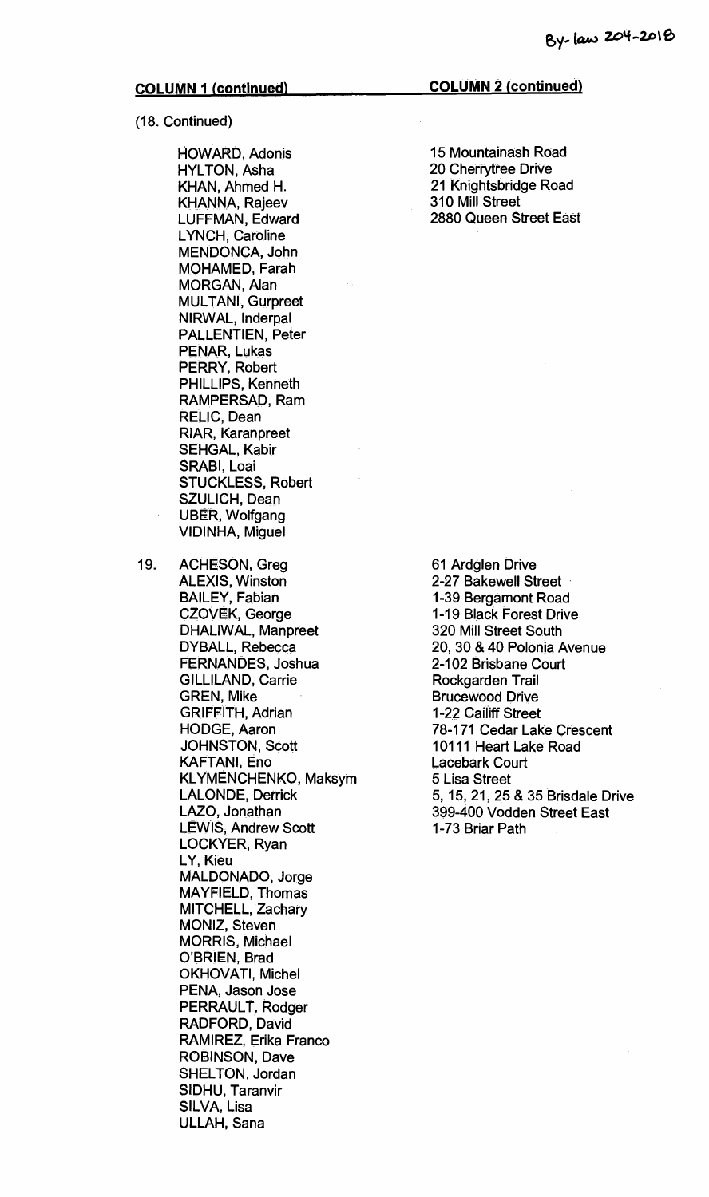| COLUMN 1 (continued) | | COLUMN 2 (continued) |
|---|---|---|
| (18. Continued) | | |
| | HOWARD, Adonis | 15 Mountainash Road |
| | HYLTON, Asha | 20 Cherrytree Drive |
| | KHAN, Ahmed H. | 21 Knightsbridge Road |
| | KHANNA, Rajeev | 310 Mill Street |
| | LUFFMAN, Edward | 2880 Queen Street East |
| | LYNCH, Caroline | |
| | MENDONCA, John | |
| | MOHAMED, Farah | |
| | MORGAN, Alan | |
| | MULTANI, Gurpreet | |
| | NIRWAL, Inderpal | |
| | PALLENTIEN, Peter | |
| | PENAR, Lukas | |
| | PERRY, Robert | |
| | PHILLIPS, Kenneth | |
| | RAMPERSAD, Ram | |
| | RELIC, Dean | |
| | RIAR, Karanpreet | |
| | SEHGAL, Kabir | |
| | SRABI, Loai | |
| | STUCKLESS, Robert | |
| | SZULICH, Dean | |
| | UBER, Wolfgang | |
| | VIDINHA, Miguel | |
| 19. | ACHESON, Greg | 61 Ardglen Drive |
| | ALEXIS, Winston | 2-27 Bakewell Street |
| | BAILEY, Fabian | 1-39 Bergamont Road |
| | CZOVEK, George | 1-19 Black Forest Drive |
| | DHALIWAL, Manpreet | 320 Mill Street South |
| | DYBALL, Rebecca | 20, 30 & 40 Polonia Avenue |
| | FERNANDES, Joshua | 2-102 Brisbane Court |
| | GILLILAND, Carrie | Rockgarden Trail |
| | GREN, Mike | Brucewood Drive |
| | GRIFFITH, Adrian | 1-22 Cailiff Street |
| | HODGE, Aaron | 78-171 Cedar Lake Crescent |
| | JOHNSTON, Scott | 10111 Heart Lake Road |
| | KAFTANI, Eno | Lacebark Court |
| | KLYMENCHENKO, Maksym | 5 Lisa Street |
| | LALONDE, Derrick | 5, 15, 21, 25 & 35 Brisdale Drive |
| | LAZO, Jonathan | 399-400 Vodden Street East |
| | LEWIS, Andrew Scott | 1-73 Briar Path |
| | LOCKYER, Ryan | |
| | LY, Kieu | |
| | MALDONADO, Jorge | |
| | MAYFIELD, Thomas | |
| | MITCHELL, Zachary | |
| | MONIZ, Steven | |
| | MORRIS, Michael | |
| | O'BRIEN, Brad | |
| | OKHOVATI, Michel | |
| | PENA, Jason Jose | |
| | PERRAULT, Rodger | |
| | RADFORD, David | |
| | RAMIREZ, Erika Franco | |
| | ROBINSON, Dave | |
| | SHELTON, Jordan | |
| | SIDHU, Taranvir | |
| | SILVA, Lisa | |
| | ULLAH, Sana | |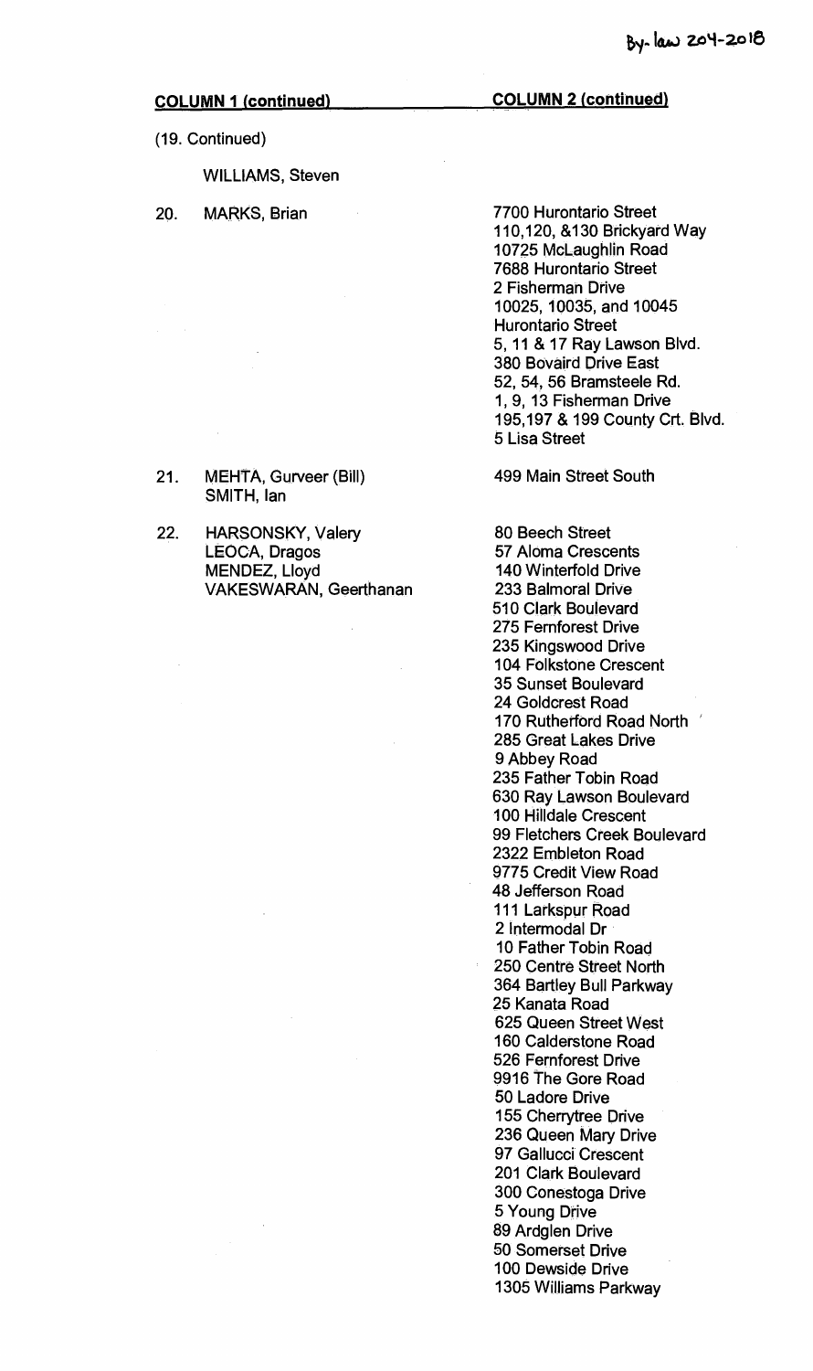By-law 204-2018

| COLUMN 1 (continued) | COLUMN 2 (continued) |
| --- | --- |
| (19. Continued) | |
| WILLIAMS, Steven | |
| 20. MARKS, Brian | 7700 Hurontario Street<br>110,120, &130 Brickyard Way<br>10725 McLaughlin Road<br>7688 Hurontario Street<br>2 Fisherman Drive<br>10025, 10035, and 10045 Hurontario Street<br>5, 11 & 17 Ray Lawson Blvd.<br>380 Bovaird Drive East<br>52, 54, 56 Bramsteele Rd.<br>1, 9, 13 Fisherman Drive<br>195,197 & 199 County Crt. Blvd.<br>5 Lisa Street |
| 21. MEHTA, Gurveer (Bill)<br>SMITH, Ian | 499 Main Street South |
| 22. HARSONSKY, Valery<br>LEOCA, Dragos<br>MENDEZ, Lloyd<br>VAKESWARAN, Geerthanan | 80 Beech Street<br>57 Aloma Crescents<br>140 Winterfold Drive<br>233 Balmoral Drive<br>510 Clark Boulevard<br>275 Fernforest Drive<br>235 Kingswood Drive<br>104 Folkstone Crescent<br>35 Sunset Boulevard<br>24 Goldcrest Road<br>170 Rutherford Road North<br>285 Great Lakes Drive<br>9 Abbey Road<br>235 Father Tobin Road<br>630 Ray Lawson Boulevard<br>100 Hilldale Crescent<br>99 Fletchers Creek Boulevard<br>2322 Embleton Road<br>9775 Credit View Road<br>48 Jefferson Road<br>111 Larkspur Road<br>2 Intermodal Dr<br>10 Father Tobin Road<br>250 Centre Street North<br>364 Bartley Bull Parkway<br>25 Kanata Road<br>625 Queen Street West<br>160 Calderstone Road<br>526 Fernforest Drive<br>9916 The Gore Road<br>50 Ladore Drive<br>155 Cherrytree Drive<br>236 Queen Mary Drive<br>97 Gallucci Crescent<br>201 Clark Boulevard<br>300 Conestoga Drive<br>5 Young Drive<br>89 Ardglen Drive<br>50 Somerset Drive<br>100 Dewside Drive<br>1305 Williams Parkway |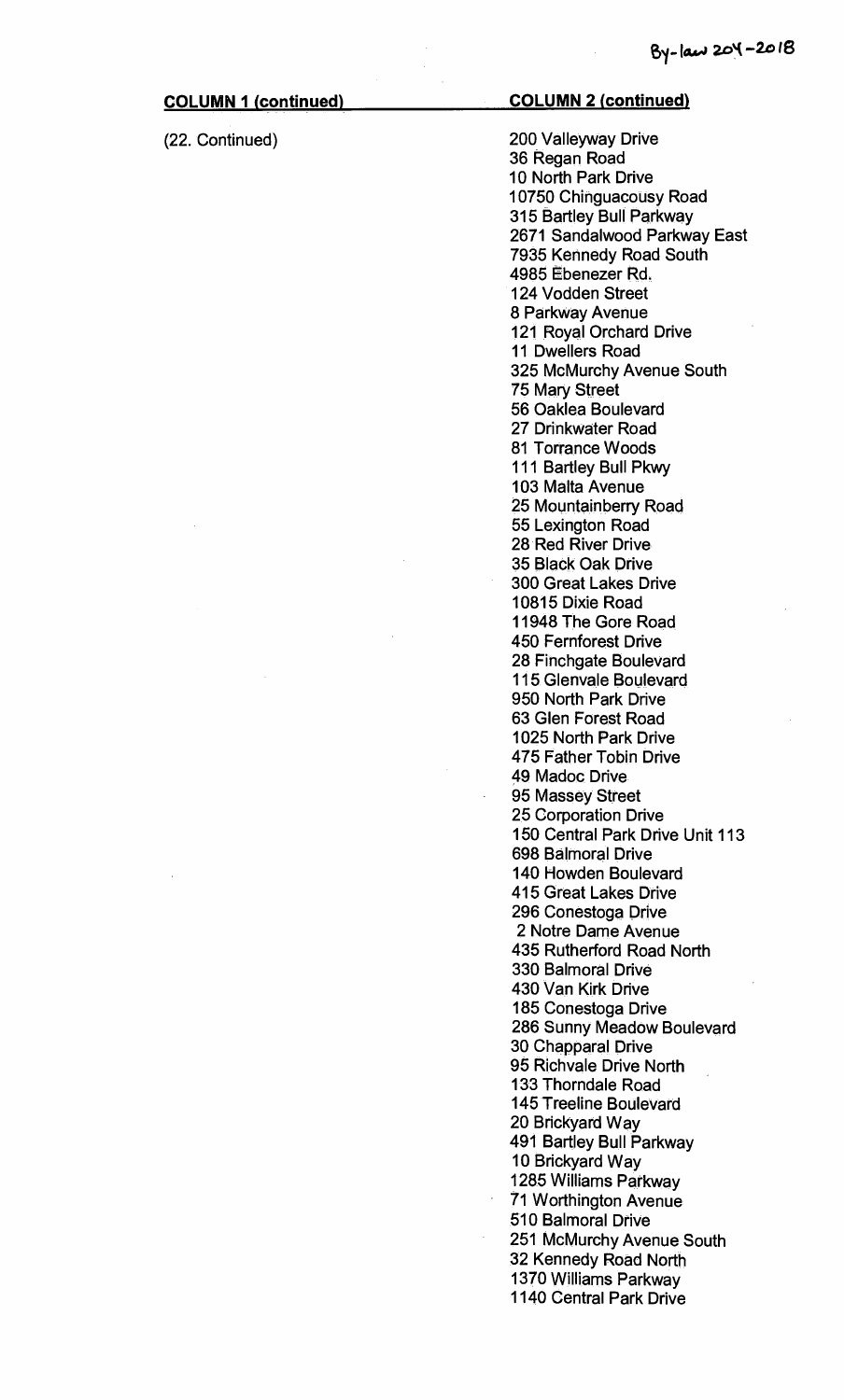By-law 204-2018

| COLUMN 1 (continued) | COLUMN 2 (continued) |
|---|---|
| (22. Continued) | 200 Valleyway Drive<br>36 Regan Road<br>10 North Park Drive<br>10750 Chinguacousy Road<br>315 Bartley Bull Parkway<br>2671 Sandalwood Parkway East<br>7935 Kennedy Road South<br>4985 Ebenezer Rd.<br>124 Vodden Street<br>8 Parkway Avenue<br>121 Royal Orchard Drive<br>11 Dwellers Road<br>325 McMurchy Avenue South<br>75 Mary Street<br>56 Oaklea Boulevard<br>27 Drinkwater Road<br>81 Torrance Woods<br>111 Bartley Bull Pkwy<br>103 Malta Avenue<br>25 Mountainberry Road<br>55 Lexington Road<br>28 Red River Drive<br>35 Black Oak Drive<br>300 Great Lakes Drive<br>10815 Dixie Road<br>11948 The Gore Road<br>450 Fernforest Drive<br>28 Finchgate Boulevard<br>115 Glenvale Boulevard<br>950 North Park Drive<br>63 Glen Forest Road<br>1025 North Park Drive<br>475 Father Tobin Drive<br>49 Madoc Drive<br>95 Massey Street<br>25 Corporation Drive<br>150 Central Park Drive Unit 113<br>698 Balmoral Drive<br>140 Howden Boulevard<br>415 Great Lakes Drive<br>296 Conestoga Drive<br>2 Notre Dame Avenue<br>435 Rutherford Road North<br>330 Balmoral Drive<br>430 Van Kirk Drive<br>185 Conestoga Drive<br>286 Sunny Meadow Boulevard<br>30 Chapparal Drive<br>95 Richvale Drive North<br>133 Thorndale Road<br>145 Treeline Boulevard<br>20 Brickyard Way<br>491 Bartley Bull Parkway<br>10 Brickyard Way<br>1285 Williams Parkway<br>71 Worthington Avenue<br>510 Balmoral Drive<br>251 McMurchy Avenue South<br>32 Kennedy Road North<br>1370 Williams Parkway<br>1140 Central Park Drive |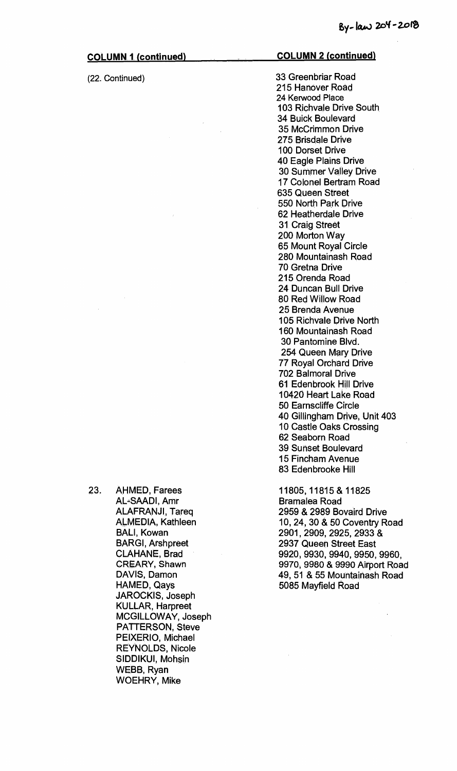By-law 204-2018

| COLUMN 1 (continued) | COLUMN 2 (continued) |
| --- | --- |
| (22. Continued) | 33 Greenbriar Road<br>215 Hanover Road<br>24 Kerwood Place<br>103 Richvale Drive South<br>34 Buick Boulevard<br>35 McCrimmon Drive<br>275 Brisdale Drive<br>100 Dorset Drive<br>40 Eagle Plains Drive<br>30 Summer Valley Drive<br>17 Colonel Bertram Road<br>635 Queen Street<br>550 North Park Drive<br>62 Heatherdale Drive<br>31 Craig Street<br>200 Morton Way<br>65 Mount Royal Circle<br>280 Mountainash Road<br>70 Gretna Drive<br>215 Orenda Road<br>24 Duncan Bull Drive<br>80 Red Willow Road<br>25 Brenda Avenue<br>105 Richvale Drive North<br>160 Mountainash Road<br>30 Pantomine Blvd.<br>254 Queen Mary Drive<br>77 Royal Orchard Drive<br>702 Balmoral Drive<br>61 Edenbrook Hill Drive<br>10420 Heart Lake Road<br>50 Earnscliffe Circle<br>40 Gillingham Drive, Unit 403<br>10 Castle Oaks Crossing<br>62 Seaborn Road<br>39 Sunset Boulevard<br>15 Fincham Avenue<br>83 Edenbrooke Hill |
| 23. AHMED, Farees<br>AL-SAADI, Amr<br>ALAFRANJI, Tareq<br>ALMEDIA, Kathleen<br>BALI, Kowan<br>BARGI, Arshpreet<br>CLAHANE, Brad<br>CREARY, Shawn<br>DAVIS, Damon<br>HAMED, Qays<br>JAROCKIS, Joseph<br>KULLAR, Harpreet<br>MCGILLOWAY, Joseph<br>PATTERSON, Steve<br>PEIXERIO, Michael<br>REYNOLDS, Nicole<br>SIDDIKUI, Mohsin<br>WEBB, Ryan<br>WOEHRY, Mike | 11805, 11815 & 11825 Bramalea Road<br>2959 & 2989 Bovaird Drive<br>10, 24, 30 & 50 Coventry Road<br>2901, 2909, 2925, 2933 & 2937 Queen Street East<br>9920, 9930, 9940, 9950, 9960, 9970, 9980 & 9990 Airport Road<br>49, 51 & 55 Mountainash Road<br>5085 Mayfield Road |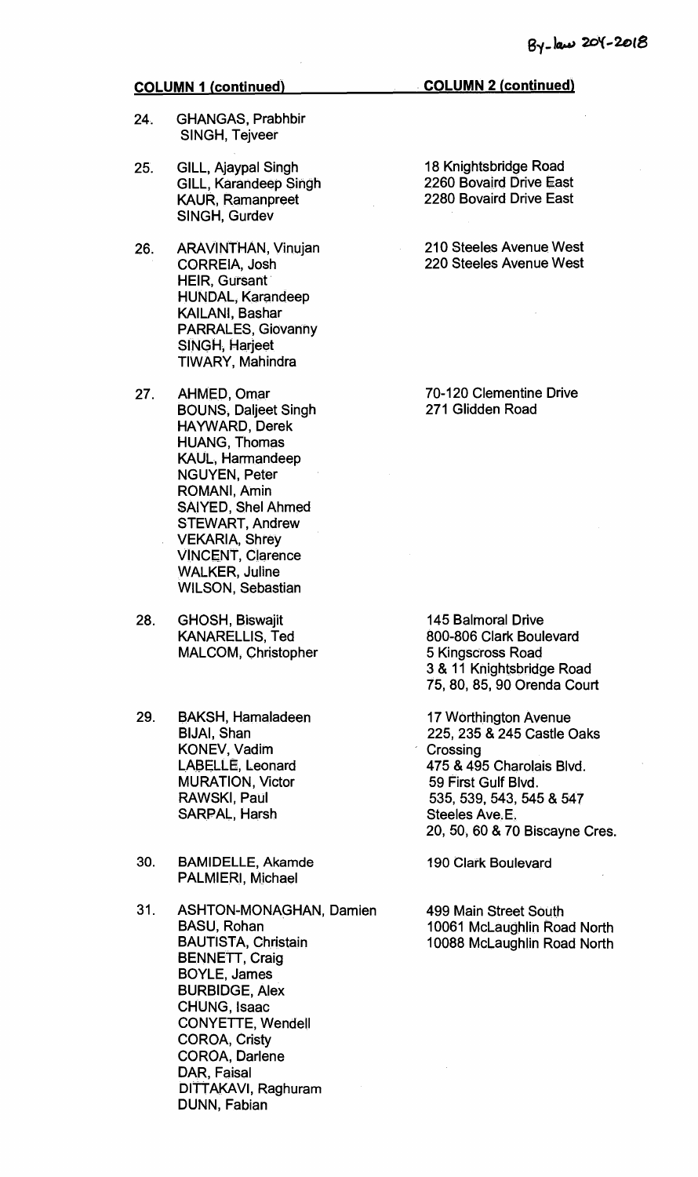By-law 204-2018

| COLUMN 1 (continued) | COLUMN 2 (continued) |
|---|---|
| 24. GHANGAS, Prabhbir<br>SINGH, Tejveer | |
| 25. GILL, Ajaypal Singh<br>GILL, Karandeep Singh<br>KAUR, Ramanpreet<br>SINGH, Gurdev | 18 Knightsbridge Road<br>2260 Bovaird Drive East<br>2280 Bovaird Drive East |
| 26. ARAVINTHAN, Vinujan<br>CORREIA, Josh<br>HEIR, Gursant<br>HUNDAL, Karandeep<br>KAILANI, Bashar<br>PARRALES, Giovanny<br>SINGH, Harjeet<br>TIWARY, Mahindra | 210 Steeles Avenue West<br>220 Steeles Avenue West |
| 27. AHMED, Omar<br>BOUNS, Daljeet Singh<br>HAYWARD, Derek<br>HUANG, Thomas<br>KAUL, Harmandeep<br>NGUYEN, Peter<br>ROMANI, Amin<br>SAIYED, Shel Ahmed<br>STEWART, Andrew<br>VEKARIA, Shrey<br>VINCENT, Clarence<br>WALKER, Juline<br>WILSON, Sebastian | 70-120 Clementine Drive<br>271 Glidden Road |
| 28. GHOSH, Biswajit<br>KANARELLIS, Ted<br>MALCOM, Christopher | 145 Balmoral Drive<br>800-806 Clark Boulevard<br>5 Kingscross Road<br>3 & 11 Knightsbridge Road<br>75, 80, 85, 90 Orenda Court |
| 29. BAKSH, Hamaladeen<br>BIJAI, Shan<br>KONEV, Vadim<br>LABELLE, Leonard<br>MURATION, Victor<br>RAWSKI, Paul<br>SARPAL, Harsh | 17 Worthington Avenue<br>225, 235 & 245 Castle Oaks Crossing<br>475 & 495 Charolais Blvd.<br>59 First Gulf Blvd.<br>535, 539, 543, 545 & 547 Steeles Ave.E.<br>20, 50, 60 & 70 Biscayne Cres. |
| 30. BAMIDELLE, Akamde<br>PALMIERI, Michael | 190 Clark Boulevard |
| 31. ASHTON-MONAGHAN, Damien<br>BASU, Rohan<br>BAUTISTA, Christain<br>BENNETT, Craig<br>BOYLE, James<br>BURBIDGE, Alex<br>CHUNG, Isaac<br>CONYETTE, Wendell<br>COROA, Cristy<br>COROA, Darlene<br>DAR, Faisal<br>DITTAKAVI, Raghuram<br>DUNN, Fabian | 499 Main Street South<br>10061 McLaughlin Road North<br>10088 McLaughlin Road North |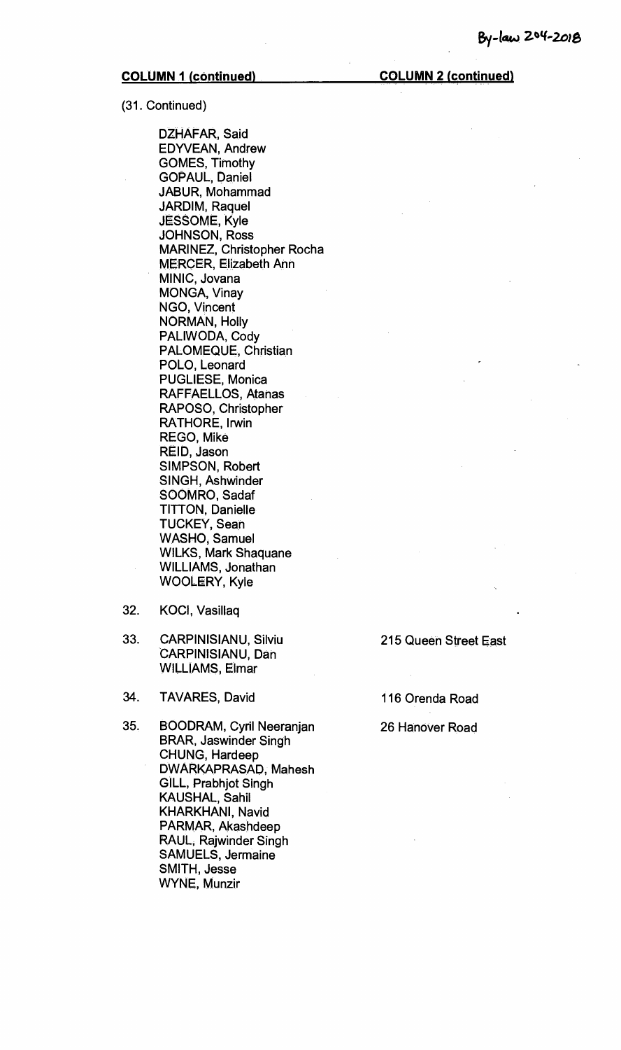| | COLUMN 1 (continued) | COLUMN 2 (continued) |
|---|---|---|
| (31. Continued) | | |
| | DZHAFAR, Said<br>EDYVEAN, Andrew<br>GOMES, Timothy<br>GOPAUL, Daniel<br>JABUR, Mohammad<br>JARDIM, Raquel<br>JESSOME, Kyle<br>JOHNSON, Ross<br>MARINEZ, Christopher Rocha<br>MERCER, Elizabeth Ann<br>MINIC, Jovana<br>MONGA, Vinay<br>NGO, Vincent<br>NORMAN, Holly<br>PALIWODA, Cody<br>PALOMEQUE, Christian<br>POLO, Leonard<br>PUGLIESE, Monica<br>RAFFAELLOS, Atanas<br>RAPOSO, Christopher<br>RATHORE, Irwin<br>REGO, Mike<br>REID, Jason<br>SIMPSON, Robert<br>SINGH, Ashwinder<br>SOOMRO, Sadaf<br>TITTON, Danielle<br>TUCKEY, Sean<br>WASHO, Samuel<br>WILKS, Mark Shaquane<br>WILLIAMS, Jonathan<br>WOOLERY, Kyle | |
| 32. | KOCI, Vasillaq | |
| 33. | CARPINISIANU, Silviu<br>CARPINISIANU, Dan<br>WILLIAMS, Elmar | 215 Queen Street East |
| 34. | TAVARES, David | 116 Orenda Road |
| 35. | BOODRAM, Cyril Neeranjan<br>BRAR, Jaswinder Singh<br>CHUNG, Hardeep<br>DWARKAPRASAD, Mahesh<br>GILL, Prabhjot Singh<br>KAUSHAL, Sahil<br>KHARKHANI, Navid<br>PARMAR, Akashdeep<br>RAUL, Rajwinder Singh<br>SAMUELS, Jermaine<br>SMITH, Jesse<br>WYNE, Munzir | 26 Hanover Road |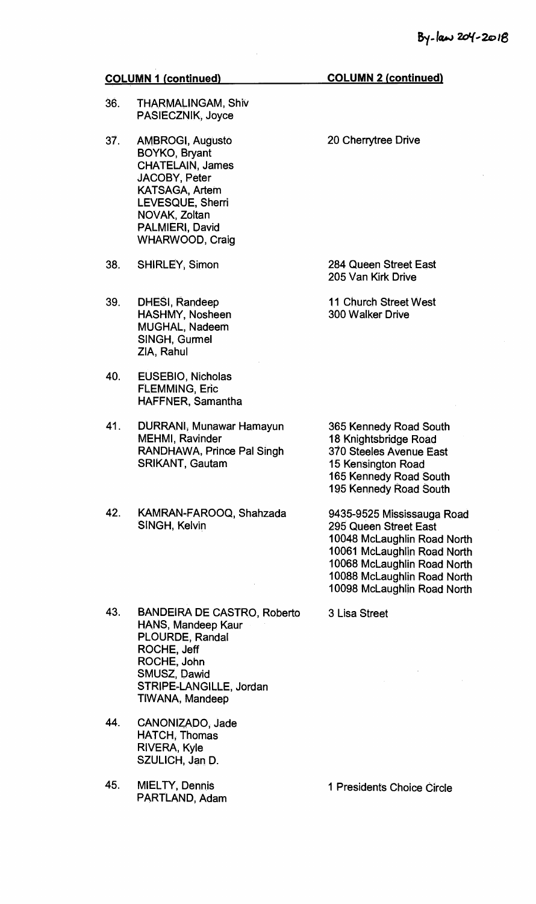By-law 204-2018

| | COLUMN 1 (continued) | COLUMN 2 (continued) |
|---|---|---|
| 36. | THARMALINGAM, Shiv<br>PASIECZNIK, Joyce | |
| 37. | AMBROGI, Augusto<br>BOYKO, Bryant<br>CHATELAIN, James<br>JACOBY, Peter<br>KATSAGA, Artem<br>LEVESQUE, Sherri<br>NOVAK, Zoltan<br>PALMIERI, David<br>WHARWOOD, Craig | 20 Cherrytree Drive |
| 38. | SHIRLEY, Simon | 284 Queen Street East<br>205 Van Kirk Drive |
| 39. | DHESI, Randeep<br>HASHMY, Nosheen<br>MUGHAL, Nadeem<br>SINGH, Gurmel<br>ZIA, Rahul | 11 Church Street West<br>300 Walker Drive |
| 40. | EUSEBIO, Nicholas<br>FLEMMING, Eric<br>HAFFNER, Samantha | |
| 41. | DURRANI, Munawar Hamayun<br>MEHMI, Ravinder<br>RANDHAWA, Prince Pal Singh<br>SRIKANT, Gautam | 365 Kennedy Road South<br>18 Knightsbridge Road<br>370 Steeles Avenue East<br>15 Kensington Road<br>165 Kennedy Road South<br>195 Kennedy Road South |
| 42. | KAMRAN-FAROOQ, Shahzada<br>SINGH, Kelvin | 9435-9525 Mississauga Road<br>295 Queen Street East<br>10048 McLaughlin Road North<br>10061 McLaughlin Road North<br>10068 McLaughlin Road North<br>10088 McLaughlin Road North<br>10098 McLaughlin Road North |
| 43. | BANDEIRA DE CASTRO, Roberto<br>HANS, Mandeep Kaur<br>PLOURDE, Randal<br>ROCHE, Jeff<br>ROCHE, John<br>SMUSZ, Dawid<br>STRIPE-LANGILLE, Jordan<br>TIWANA, Mandeep | 3 Lisa Street |
| 44. | CANONIZADO, Jade<br>HATCH, Thomas<br>RIVERA, Kyle<br>SZULICH, Jan D. | |
| 45. | MIELTY, Dennis<br>PARTLAND, Adam | 1 Presidents Choice Circle |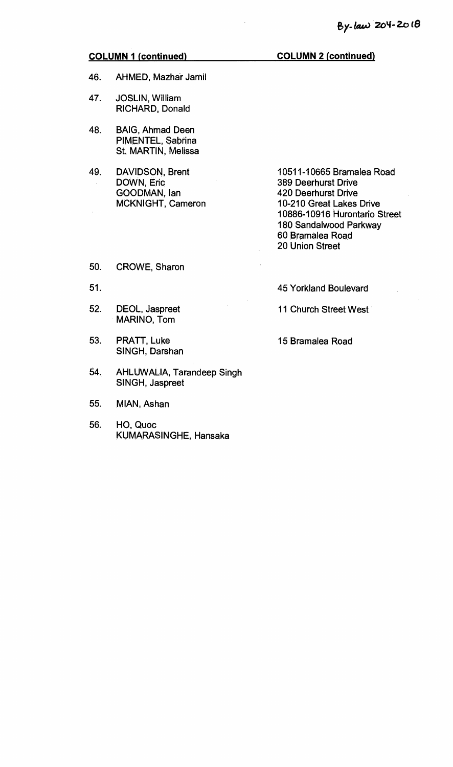By-law 204-2018

| COLUMN 1 (continued) | | COLUMN 2 (continued) |
| --- | --- | --- |
| 46. | AHMED, Mazhar Jamil | |
| 47. | JOSLIN, William<br>RICHARD, Donald | |
| 48. | BAIG, Ahmad Deen<br>PIMENTEL, Sabrina<br>St. MARTIN, Melissa | |
| 49. | DAVIDSON, Brent<br>DOWN, Eric<br>GOODMAN, Ian<br>MCKNIGHT, Cameron | 10511-10665 Bramalea Road<br>389 Deerhurst Drive<br>420 Deerhurst Drive<br>10-210 Great Lakes Drive<br>10886-10916 Hurontario Street<br>180 Sandalwood Parkway<br>60 Bramalea Road<br>20 Union Street |
| 50. | CROWE, Sharon | |
| 51. | | 45 Yorkland Boulevard |
| 52. | DEOL, Jaspreet<br>MARINO, Tom | 11 Church Street West |
| 53. | PRATT, Luke<br>SINGH, Darshan | 15 Bramalea Road |
| 54. | AHLUWALIA, Tarandeep Singh<br>SINGH, Jaspreet | |
| 55. | MIAN, Ashan | |
| 56. | HO, Quoc<br>KUMARASINGHE, Hansaka | |